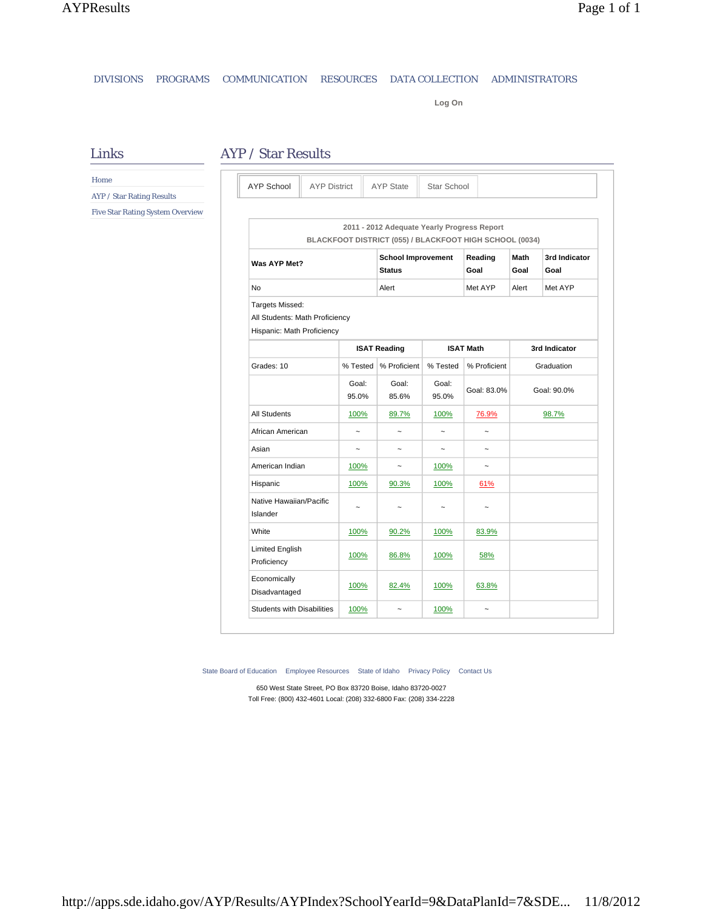DIVISIONS PROGRAMS COMMUNICATION RESOURCES DATA COLLECTION ADMINISTRATORS

Log On

## Links

- Home
- AYP / Star Rating Results
- Five Star Rating System Overview

## AYP / Star Results

AYP School | AYP District | AYP State | Star School

**2011 - 2012 Adequate Yearly Progress Report**
**BLACKFOOT DISTRICT (055) / BLACKFOOT HIGH SCHOOL (0034)**

| Was AYP Met? | School Improvement Status | Reading Goal | Math Goal | 3rd Indicator Goal |
|---|---|---|---|---|
| No | Alert | Met AYP | Alert | Met AYP |

Targets Missed:
All Students: Math Proficiency
Hispanic: Math Proficiency

| | ISAT Reading | | ISAT Math | | 3rd Indicator |
|---|---|---|---|---|---|
| Grades: 10 | % Tested | % Proficient | % Tested | % Proficient | Graduation |
| | Goal: 95.0% | Goal: 85.6% | Goal: 95.0% | Goal: 83.0% | Goal: 90.0% |
| All Students | 100% | 89.7% | 100% | 76.9% | 98.7% |
| African American | ~ | ~ | ~ | ~ | |
| Asian | ~ | ~ | ~ | ~ | |
| American Indian | 100% | ~ | 100% | ~ | |
| Hispanic | 100% | 90.3% | 100% | 61% | |
| Native Hawaiian/Pacific Islander | ~ | ~ | ~ | ~ | |
| White | 100% | 90.2% | 100% | 83.9% | |
| Limited English Proficiency | 100% | 86.8% | 100% | 58% | |
| Economically Disadvantaged | 100% | 82.4% | 100% | 63.8% | |
| Students with Disabilities | 100% | ~ | 100% | ~ | |

State Board of Education Employee Resources State of Idaho Privacy Policy Contact Us

650 West State Street, PO Box 83720 Boise, Idaho 83720-0027
Toll Free: (800) 432-4601 Local: (208) 332-6800 Fax: (208) 334-2228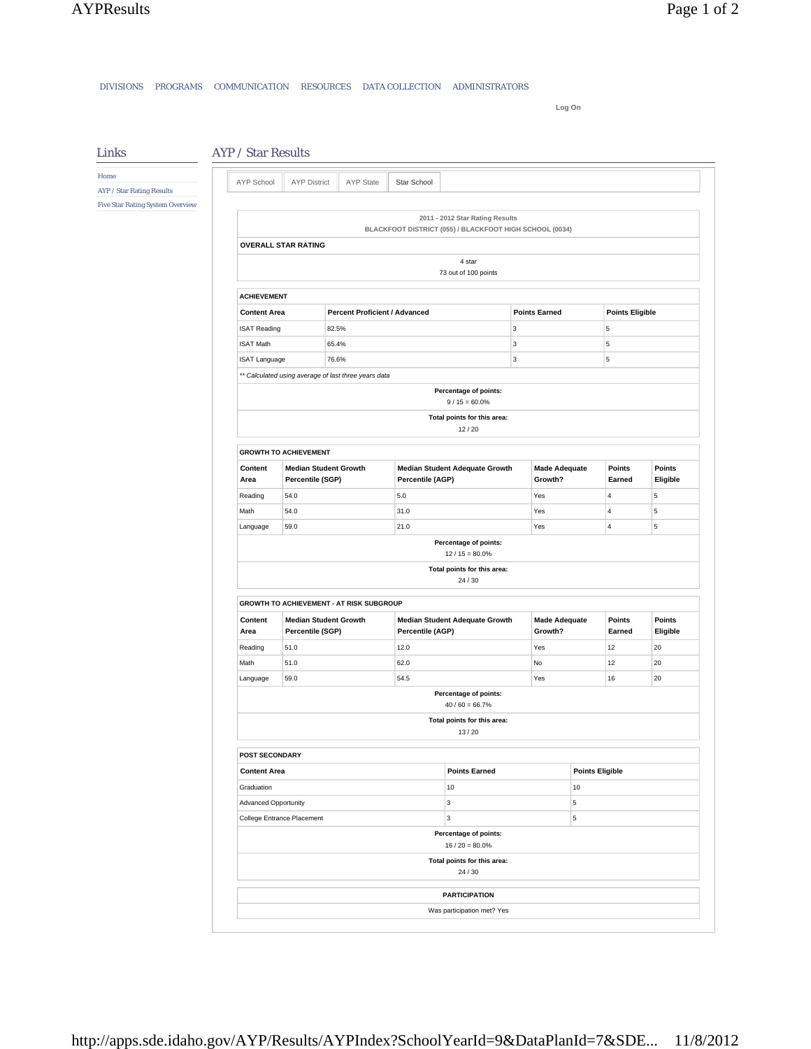DIVISIONS PROGRAMS COMMUNICATION RESOURCES DATA COLLECTION ADMINISTRATORS

Log On

## Links

- Home
- AYP / Star Rating Results
- Five Star Rating System Overview

## AYP / Star Results

AYP School | AYP District | AYP State | Star School

**2011 - 2012 Star Rating Results**
**BLACKFOOT DISTRICT (055) / BLACKFOOT HIGH SCHOOL (0034)**

**OVERALL STAR RATING**

4 star
73 out of 100 points

**ACHIEVEMENT**

| Content Area | Percent Proficient / Advanced | Points Earned | Points Eligible |
|---|---|---|---|
| ISAT Reading | 82.5% | 3 | 5 |
| ISAT Math | 65.4% | 3 | 5 |
| ISAT Language | 76.6% | 3 | 5 |

*** Calculated using average of last three years data*

**Percentage of points:**
9 / 15 = 60.0%

**Total points for this area:**
12 / 20

**GROWTH TO ACHIEVEMENT**

| Content Area | Median Student Growth Percentile (SGP) | Median Student Adequate Growth Percentile (AGP) | Made Adequate Growth? | Points Earned | Points Eligible |
|---|---|---|---|---|---|
| Reading | 54.0 | 5.0 | Yes | 4 | 5 |
| Math | 54.0 | 31.0 | Yes | 4 | 5 |
| Language | 59.0 | 21.0 | Yes | 4 | 5 |

**Percentage of points:**
12 / 15 = 80.0%

**Total points for this area:**
24 / 30

**GROWTH TO ACHIEVEMENT - AT RISK SUBGROUP**

| Content Area | Median Student Growth Percentile (SGP) | Median Student Adequate Growth Percentile (AGP) | Made Adequate Growth? | Points Earned | Points Eligible |
|---|---|---|---|---|---|
| Reading | 51.0 | 12.0 | Yes | 12 | 20 |
| Math | 51.0 | 62.0 | No | 12 | 20 |
| Language | 59.0 | 54.5 | Yes | 16 | 20 |

**Percentage of points:**
40 / 60 = 66.7%

**Total points for this area:**
13 / 20

**POST SECONDARY**

| Content Area | Points Earned | Points Eligible |
|---|---|---|
| Graduation | 10 | 10 |
| Advanced Opportunity | 3 | 5 |
| College Entrance Placement | 3 | 5 |

**Percentage of points:**
16 / 20 = 80.0%

**Total points for this area:**
24 / 30

**PARTICIPATION**

Was participation met? Yes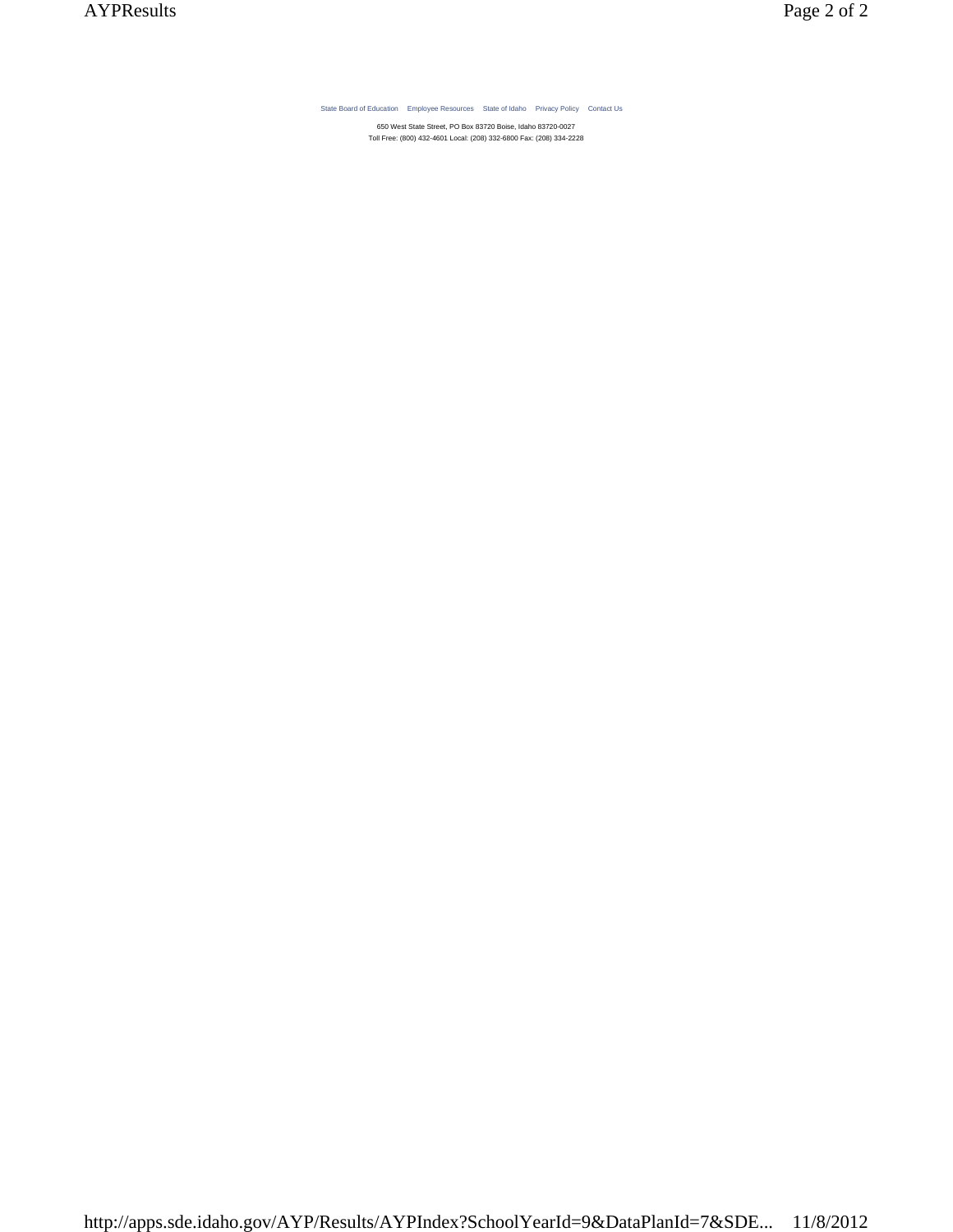State Board of Education Employee Resources State of Idaho Privacy Policy Contact Us

650 West State Street, PO Box 83720 Boise, Idaho 83720-0027
Toll Free: (800) 432-4601 Local: (208) 332-6800 Fax: (208) 334-2228